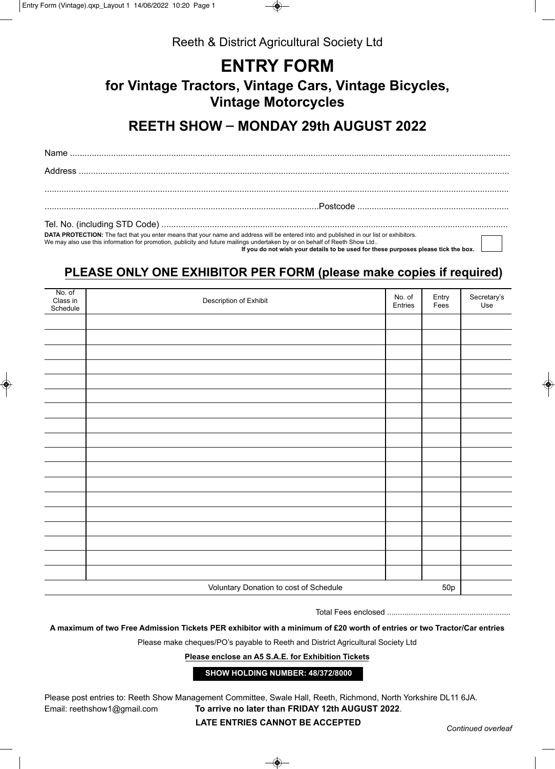Reeth & District Agricultural Society Ltd

# ENTRY FORM

## for Vintage Tractors, Vintage Cars, Vintage Bicycles, Vintage Motorcycles

## REETH SHOW – MONDAY 29th AUGUST 2022

Name ..........................................................................................................................................................................

Address ......................................................................................................................................................................

..................................................................................................................................................................................

..................................................................................................................Postcode ...............................................................

Tel. No. (including STD Code) ...............................................................................................................................

**DATA PROTECTION:** The fact that you enter means that your name and address will be entered into and published in our list or exhibitors. We may also use this information for promotion, publicity and future mailings undertaken by or on behalf of Reeth Show Ltd..

**If you do not wish your details to be used for these purposes please tick the box.** ☐

## PLEASE ONLY ONE EXHIBITOR PER FORM (please make copies if required)

| No. of Class in Schedule | Description of Exhibit | No. of Entries | Entry Fees | Secretary's Use |
|---|---|---|---|---|
| | | | | |
| | | | | |
| | | | | |
| | | | | |
| | | | | |
| | | | | |
| | | | | |
| | | | | |
| | | | | |
| | | | | |
| | | | | |
| | | | | |
| | | | | |
| | | | | |
| | | | | |
| | | | | |
| | | | | |
| | | | | |
| | Voluntary Donation to cost of Schedule | | 50p | |

Total Fees enclosed ........................................................

**A maximum of two Free Admission Tickets PER exhibitor with a minimum of £20 worth of entries or two Tractor/Car entries**

Please make cheques/PO's payable to Reeth and District Agricultural Society Ltd

**Please enclose an A5 S.A.E. for Exhibition Tickets**

**SHOW HOLDING NUMBER: 48/372/8000**

Please post entries to: Reeth Show Management Committee, Swale Hall, Reeth, Richmond, North Yorkshire DL11 6JA.

Email: reethshow1@gmail.com **To arrive no later than FRIDAY 12th AUGUST 2022**.

**LATE ENTRIES CANNOT BE ACCEPTED**

*Continued overleaf*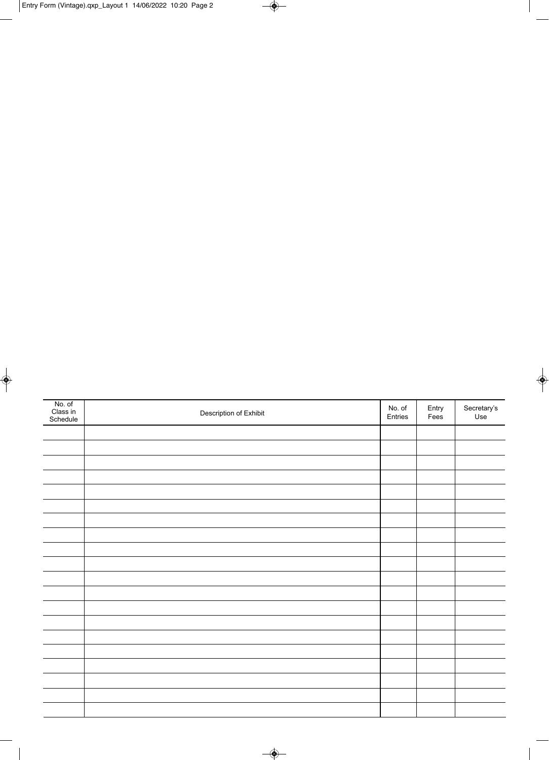| No. of Class in Schedule | Description of Exhibit | No. of Entries | Entry Fees | Secretary's Use |
|---|---|---|---|---|
| | | | | |
| | | | | |
| | | | | |
| | | | | |
| | | | | |
| | | | | |
| | | | | |
| | | | | |
| | | | | |
| | | | | |
| | | | | |
| | | | | |
| | | | | |
| | | | | |
| | | | | |
| | | | | |
| | | | | |
| | | | | |
| | | | | |
| | | | | |